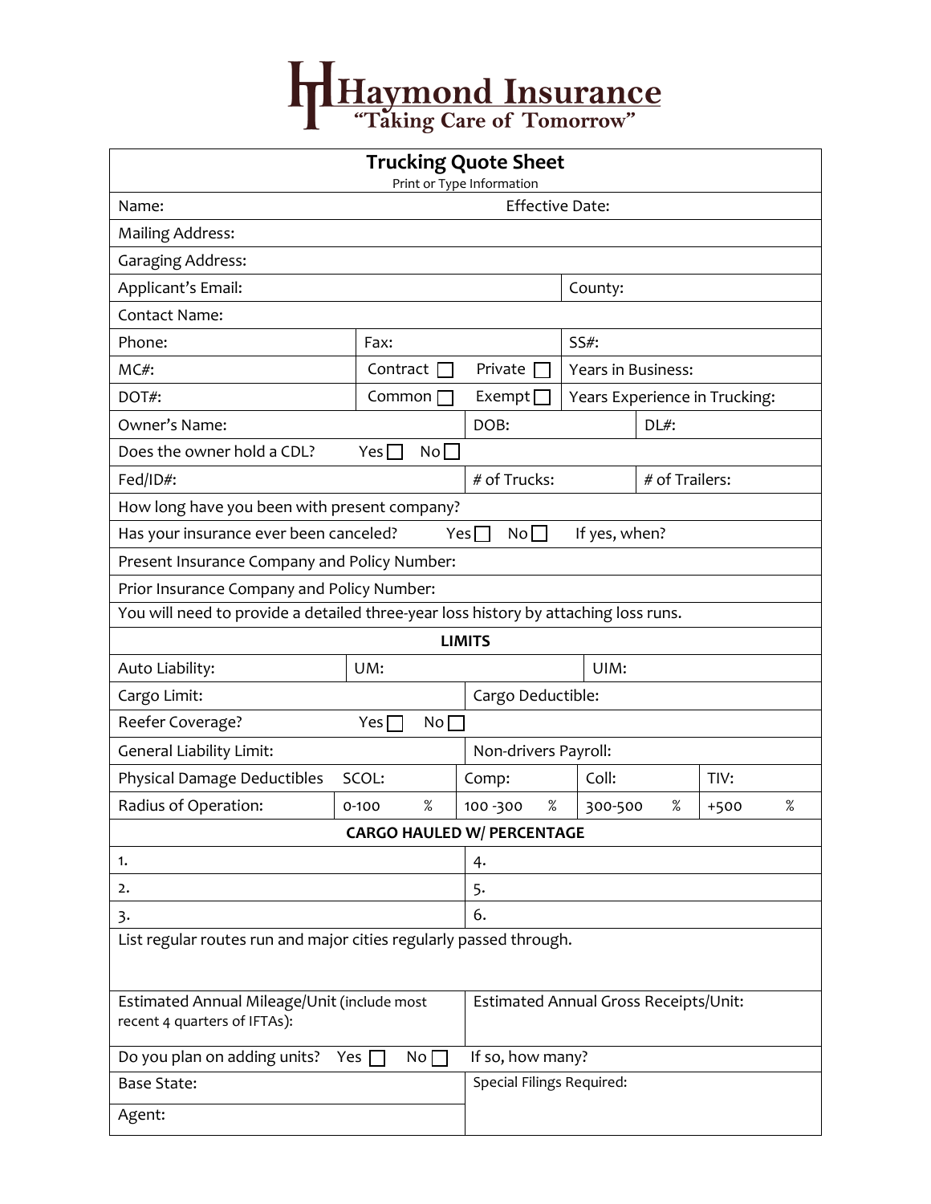# Haymond Insurance

"Taking Care of Tomorrow"

## Trucking Quote Sheet

Print or Type Information

Name: Effective Date:

Mailing Address:

Garaging Address:

Applicant's Email: County:

Contact Name:

Phone: Fax: SS#:

MC#: Contract ☐ Private ☐ Years in Business:

DOT#: Common ☐ Exempt ☐ Years Experience in Trucking:

Owner's Name: DOB: DL#:

Does the owner hold a CDL? Yes ☐ No ☐

Fed/ID#: # of Trucks: # of Trailers:

How long have you been with present company?

Has your insurance ever been canceled? Yes ☐ No ☐ If yes, when?

Present Insurance Company and Policy Number:

Prior Insurance Company and Policy Number:

You will need to provide a detailed three-year loss history by attaching loss runs.

**LIMITS**

Auto Liability: UM: UIM:

Cargo Limit: Cargo Deductible:

Reefer Coverage? Yes ☐ No ☐

General Liability Limit: Non-drivers Payroll:

Physical Damage Deductibles SCOL: Comp: Coll: TIV:

Radius of Operation: 0-100 % 100 -300 % 300-500 % +500 %

**CARGO HAULED W/ PERCENTAGE**

| | |
|---|---|
| 1. | 4. |
| 2. | 5. |
| 3. | 6. |

List regular routes run and major cities regularly passed through.

Estimated Annual Mileage/Unit (include most recent 4 quarters of IFTAs): Estimated Annual Gross Receipts/Unit:

Do you plan on adding units? Yes ☐ No ☐ If so, how many?

Base State: Special Filings Required:

Agent: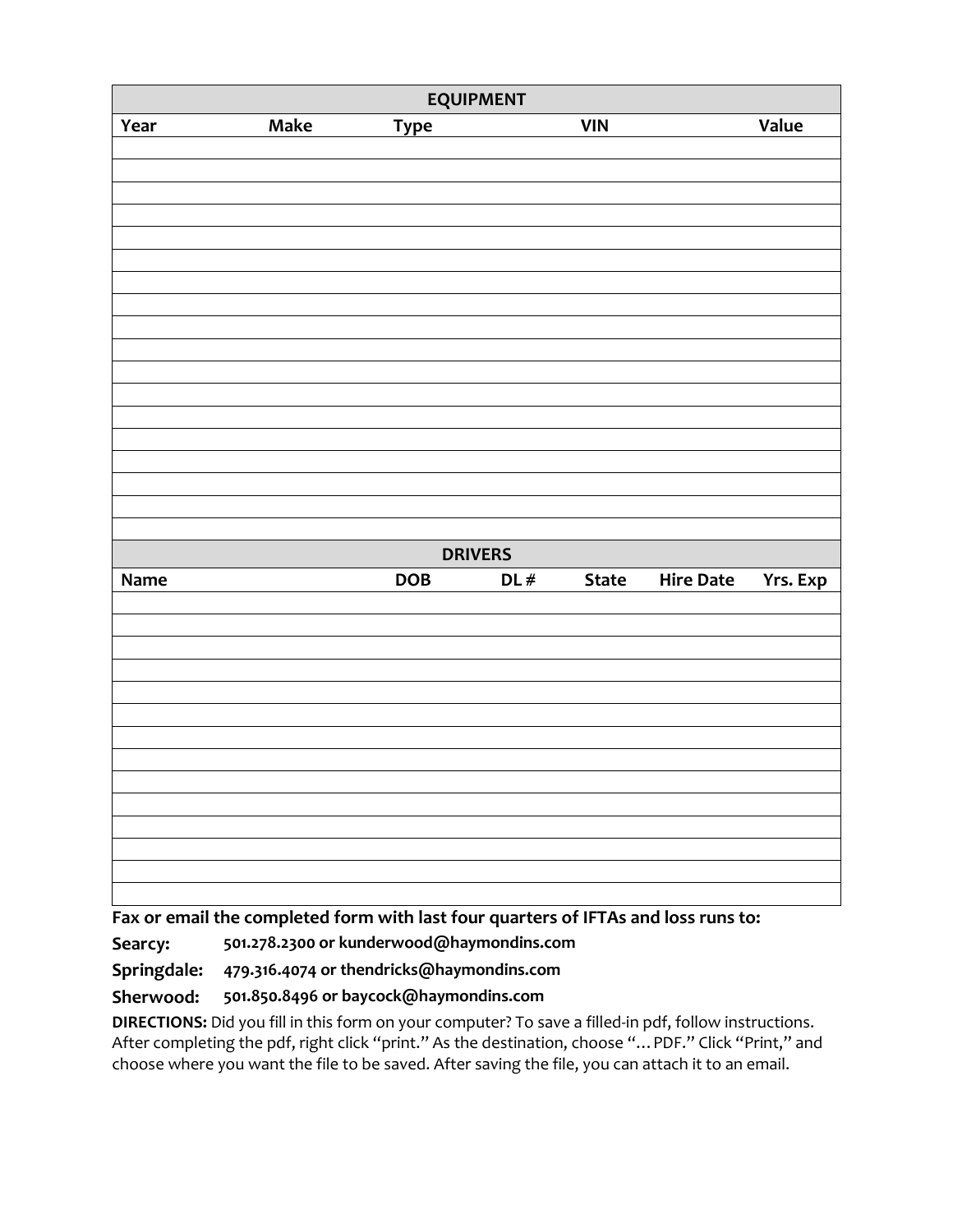## EQUIPMENT

| Year | Make | Type | VIN | Value |
|---|---|---|---|---|
| | | | | |
| | | | | |
| | | | | |
| | | | | |
| | | | | |
| | | | | |
| | | | | |
| | | | | |
| | | | | |
| | | | | |
| | | | | |
| | | | | |
| | | | | |
| | | | | |
| | | | | |
| | | | | |
| | | | | |
| | | | | |

## DRIVERS

| Name | DOB | DL # | State | Hire Date | Yrs. Exp |
|---|---|---|---|---|---|
| | | | | | |
| | | | | | |
| | | | | | |
| | | | | | |
| | | | | | |
| | | | | | |
| | | | | | |
| | | | | | |
| | | | | | |
| | | | | | |
| | | | | | |
| | | | | | |
| | | | | | |
| | | | | | |

**Fax or email the completed form with last four quarters of IFTAs and loss runs to:**

**Searcy:** **501.278.2300 or kunderwood@haymondins.com**

**Springdale:** **479.316.4074 or thendricks@haymondins.com**

**Sherwood:** **501.850.8496 or baycock@haymondins.com**

**DIRECTIONS:** Did you fill in this form on your computer? To save a filled-in pdf, follow instructions. After completing the pdf, right click "print." As the destination, choose "… PDF." Click "Print," and choose where you want the file to be saved. After saving the file, you can attach it to an email.